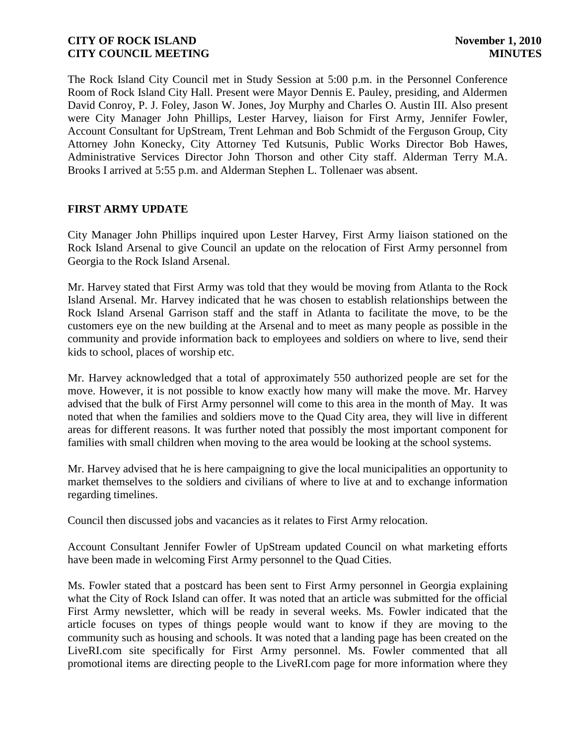**CITY OF ROCK ISLAND** **November 1, 2010**
**CITY COUNCIL MEETING** **MINUTES**

The Rock Island City Council met in Study Session at 5:00 p.m. in the Personnel Conference Room of Rock Island City Hall. Present were Mayor Dennis E. Pauley, presiding, and Aldermen David Conroy, P. J. Foley, Jason W. Jones, Joy Murphy and Charles O. Austin III. Also present were City Manager John Phillips, Lester Harvey, liaison for First Army, Jennifer Fowler, Account Consultant for UpStream, Trent Lehman and Bob Schmidt of the Ferguson Group, City Attorney John Konecky, City Attorney Ted Kutsunis, Public Works Director Bob Hawes, Administrative Services Director John Thorson and other City staff. Alderman Terry M.A. Brooks I arrived at 5:55 p.m. and Alderman Stephen L. Tollenaer was absent.

## FIRST ARMY UPDATE

City Manager John Phillips inquired upon Lester Harvey, First Army liaison stationed on the Rock Island Arsenal to give Council an update on the relocation of First Army personnel from Georgia to the Rock Island Arsenal.

Mr. Harvey stated that First Army was told that they would be moving from Atlanta to the Rock Island Arsenal. Mr. Harvey indicated that he was chosen to establish relationships between the Rock Island Arsenal Garrison staff and the staff in Atlanta to facilitate the move, to be the customers eye on the new building at the Arsenal and to meet as many people as possible in the community and provide information back to employees and soldiers on where to live, send their kids to school, places of worship etc.

Mr. Harvey acknowledged that a total of approximately 550 authorized people are set for the move. However, it is not possible to know exactly how many will make the move. Mr. Harvey advised that the bulk of First Army personnel will come to this area in the month of May. It was noted that when the families and soldiers move to the Quad City area, they will live in different areas for different reasons. It was further noted that possibly the most important component for families with small children when moving to the area would be looking at the school systems.

Mr. Harvey advised that he is here campaigning to give the local municipalities an opportunity to market themselves to the soldiers and civilians of where to live at and to exchange information regarding timelines.

Council then discussed jobs and vacancies as it relates to First Army relocation.

Account Consultant Jennifer Fowler of UpStream updated Council on what marketing efforts have been made in welcoming First Army personnel to the Quad Cities.

Ms. Fowler stated that a postcard has been sent to First Army personnel in Georgia explaining what the City of Rock Island can offer. It was noted that an article was submitted for the official First Army newsletter, which will be ready in several weeks. Ms. Fowler indicated that the article focuses on types of things people would want to know if they are moving to the community such as housing and schools. It was noted that a landing page has been created on the LiveRI.com site specifically for First Army personnel. Ms. Fowler commented that all promotional items are directing people to the LiveRI.com page for more information where they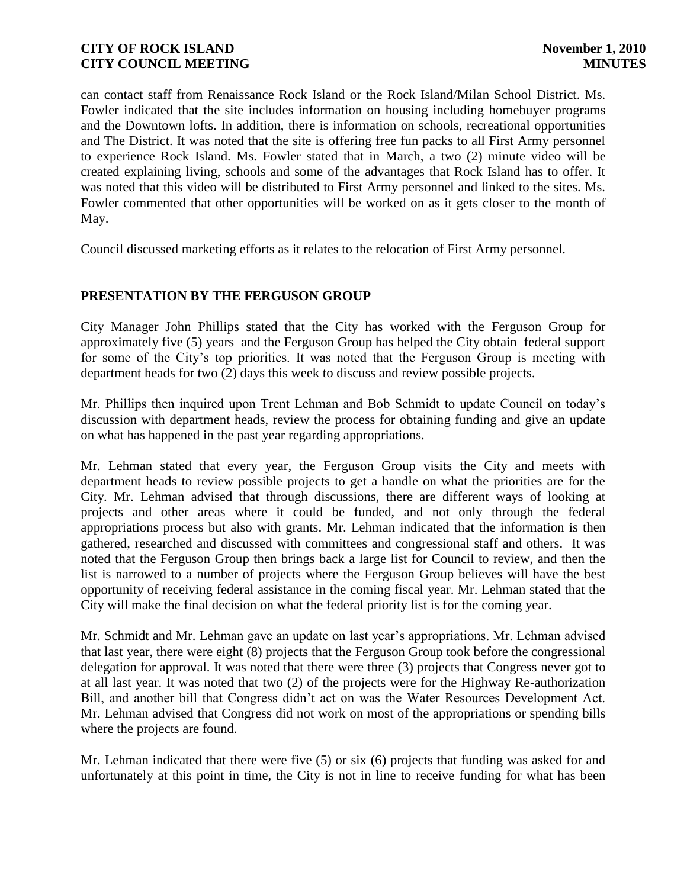can contact staff from Renaissance Rock Island or the Rock Island/Milan School District. Ms. Fowler indicated that the site includes information on housing including homebuyer programs and the Downtown lofts. In addition, there is information on schools, recreational opportunities and The District. It was noted that the site is offering free fun packs to all First Army personnel to experience Rock Island. Ms. Fowler stated that in March, a two (2) minute video will be created explaining living, schools and some of the advantages that Rock Island has to offer. It was noted that this video will be distributed to First Army personnel and linked to the sites. Ms. Fowler commented that other opportunities will be worked on as it gets closer to the month of May.

Council discussed marketing efforts as it relates to the relocation of First Army personnel.

## PRESENTATION BY THE FERGUSON GROUP

City Manager John Phillips stated that the City has worked with the Ferguson Group for approximately five (5) years and the Ferguson Group has helped the City obtain federal support for some of the City's top priorities. It was noted that the Ferguson Group is meeting with department heads for two (2) days this week to discuss and review possible projects.

Mr. Phillips then inquired upon Trent Lehman and Bob Schmidt to update Council on today's discussion with department heads, review the process for obtaining funding and give an update on what has happened in the past year regarding appropriations.

Mr. Lehman stated that every year, the Ferguson Group visits the City and meets with department heads to review possible projects to get a handle on what the priorities are for the City. Mr. Lehman advised that through discussions, there are different ways of looking at projects and other areas where it could be funded, and not only through the federal appropriations process but also with grants. Mr. Lehman indicated that the information is then gathered, researched and discussed with committees and congressional staff and others. It was noted that the Ferguson Group then brings back a large list for Council to review, and then the list is narrowed to a number of projects where the Ferguson Group believes will have the best opportunity of receiving federal assistance in the coming fiscal year. Mr. Lehman stated that the City will make the final decision on what the federal priority list is for the coming year.

Mr. Schmidt and Mr. Lehman gave an update on last year's appropriations. Mr. Lehman advised that last year, there were eight (8) projects that the Ferguson Group took before the congressional delegation for approval. It was noted that there were three (3) projects that Congress never got to at all last year. It was noted that two (2) of the projects were for the Highway Re-authorization Bill, and another bill that Congress didn't act on was the Water Resources Development Act. Mr. Lehman advised that Congress did not work on most of the appropriations or spending bills where the projects are found.

Mr. Lehman indicated that there were five (5) or six (6) projects that funding was asked for and unfortunately at this point in time, the City is not in line to receive funding for what has been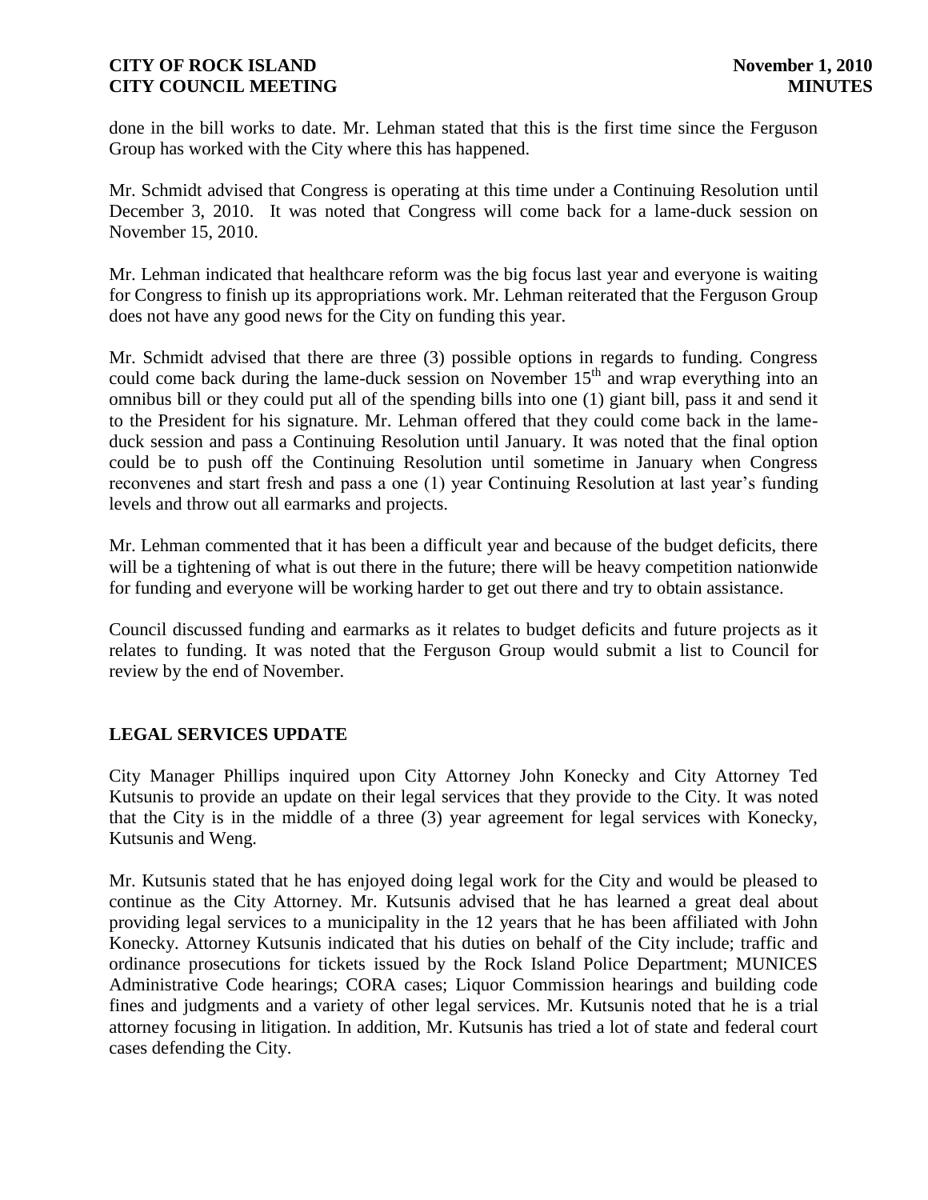done in the bill works to date. Mr. Lehman stated that this is the first time since the Ferguson Group has worked with the City where this has happened.

Mr. Schmidt advised that Congress is operating at this time under a Continuing Resolution until December 3, 2010. It was noted that Congress will come back for a lame-duck session on November 15, 2010.

Mr. Lehman indicated that healthcare reform was the big focus last year and everyone is waiting for Congress to finish up its appropriations work. Mr. Lehman reiterated that the Ferguson Group does not have any good news for the City on funding this year.

Mr. Schmidt advised that there are three (3) possible options in regards to funding. Congress could come back during the lame-duck session on November 15th and wrap everything into an omnibus bill or they could put all of the spending bills into one (1) giant bill, pass it and send it to the President for his signature. Mr. Lehman offered that they could come back in the lame-duck session and pass a Continuing Resolution until January. It was noted that the final option could be to push off the Continuing Resolution until sometime in January when Congress reconvenes and start fresh and pass a one (1) year Continuing Resolution at last year's funding levels and throw out all earmarks and projects.

Mr. Lehman commented that it has been a difficult year and because of the budget deficits, there will be a tightening of what is out there in the future; there will be heavy competition nationwide for funding and everyone will be working harder to get out there and try to obtain assistance.

Council discussed funding and earmarks as it relates to budget deficits and future projects as it relates to funding. It was noted that the Ferguson Group would submit a list to Council for review by the end of November.

## LEGAL SERVICES UPDATE

City Manager Phillips inquired upon City Attorney John Konecky and City Attorney Ted Kutsunis to provide an update on their legal services that they provide to the City. It was noted that the City is in the middle of a three (3) year agreement for legal services with Konecky, Kutsunis and Weng.

Mr. Kutsunis stated that he has enjoyed doing legal work for the City and would be pleased to continue as the City Attorney. Mr. Kutsunis advised that he has learned a great deal about providing legal services to a municipality in the 12 years that he has been affiliated with John Konecky. Attorney Kutsunis indicated that his duties on behalf of the City include; traffic and ordinance prosecutions for tickets issued by the Rock Island Police Department; MUNICES Administrative Code hearings; CORA cases; Liquor Commission hearings and building code fines and judgments and a variety of other legal services. Mr. Kutsunis noted that he is a trial attorney focusing in litigation. In addition, Mr. Kutsunis has tried a lot of state and federal court cases defending the City.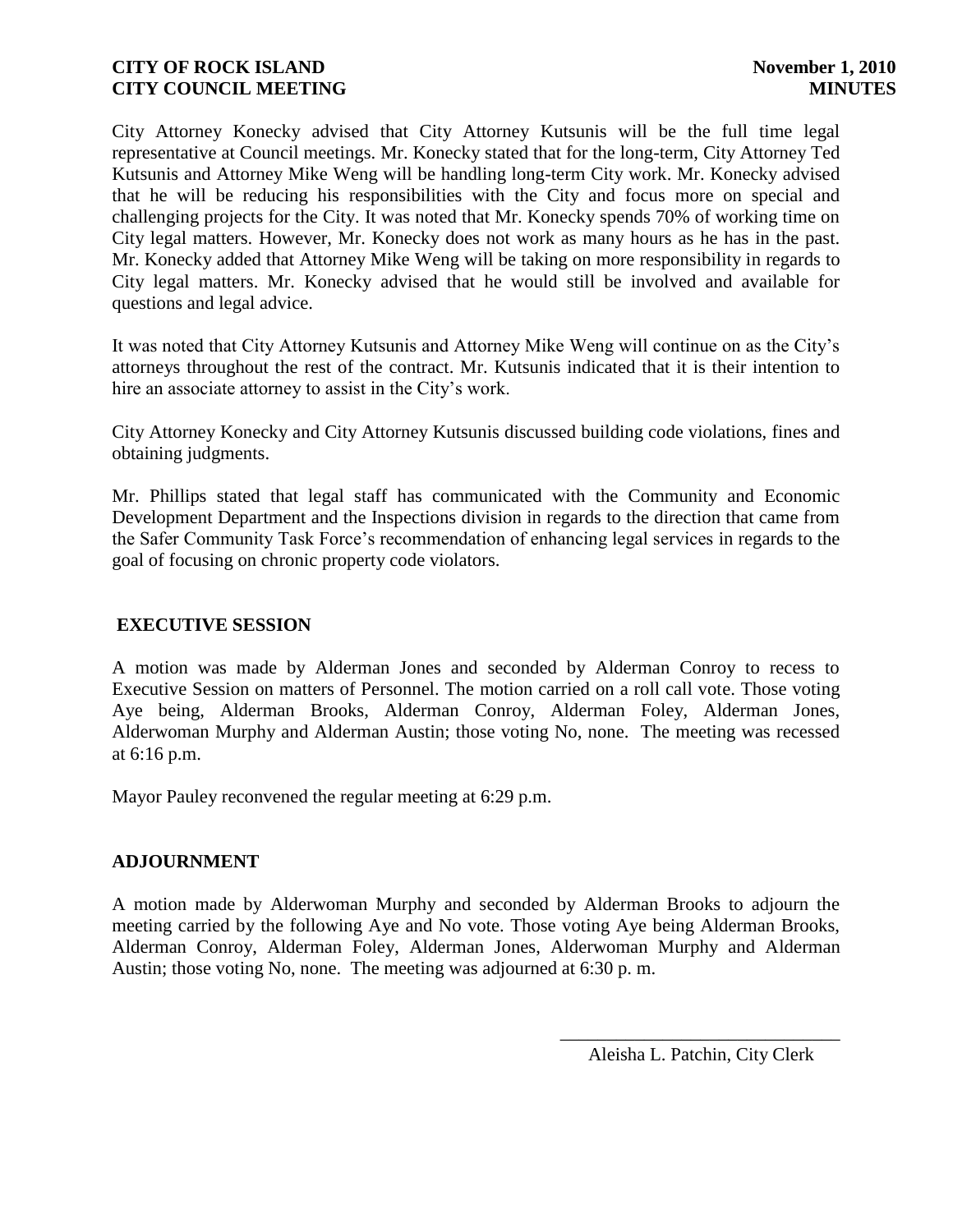City Attorney Konecky advised that City Attorney Kutsunis will be the full time legal representative at Council meetings. Mr. Konecky stated that for the long-term, City Attorney Ted Kutsunis and Attorney Mike Weng will be handling long-term City work. Mr. Konecky advised that he will be reducing his responsibilities with the City and focus more on special and challenging projects for the City. It was noted that Mr. Konecky spends 70% of working time on City legal matters. However, Mr. Konecky does not work as many hours as he has in the past. Mr. Konecky added that Attorney Mike Weng will be taking on more responsibility in regards to City legal matters. Mr. Konecky advised that he would still be involved and available for questions and legal advice.

It was noted that City Attorney Kutsunis and Attorney Mike Weng will continue on as the City's attorneys throughout the rest of the contract. Mr. Kutsunis indicated that it is their intention to hire an associate attorney to assist in the City's work.

City Attorney Konecky and City Attorney Kutsunis discussed building code violations, fines and obtaining judgments.

Mr. Phillips stated that legal staff has communicated with the Community and Economic Development Department and the Inspections division in regards to the direction that came from the Safer Community Task Force's recommendation of enhancing legal services in regards to the goal of focusing on chronic property code violators.

## EXECUTIVE SESSION

A motion was made by Alderman Jones and seconded by Alderman Conroy to recess to Executive Session on matters of Personnel. The motion carried on a roll call vote. Those voting Aye being, Alderman Brooks, Alderman Conroy, Alderman Foley, Alderman Jones, Alderwoman Murphy and Alderman Austin; those voting No, none. The meeting was recessed at 6:16 p.m.

Mayor Pauley reconvened the regular meeting at 6:29 p.m.

## ADJOURNMENT

A motion made by Alderwoman Murphy and seconded by Alderman Brooks to adjourn the meeting carried by the following Aye and No vote. Those voting Aye being Alderman Brooks, Alderman Conroy, Alderman Foley, Alderman Jones, Alderwoman Murphy and Alderman Austin; those voting No, none. The meeting was adjourned at 6:30 p. m.

\_\_\_\_\_\_\_\_\_\_\_\_\_\_\_\_\_\_\_\_\_\_\_\_\_\_\_\_\_\_

Aleisha L. Patchin, City Clerk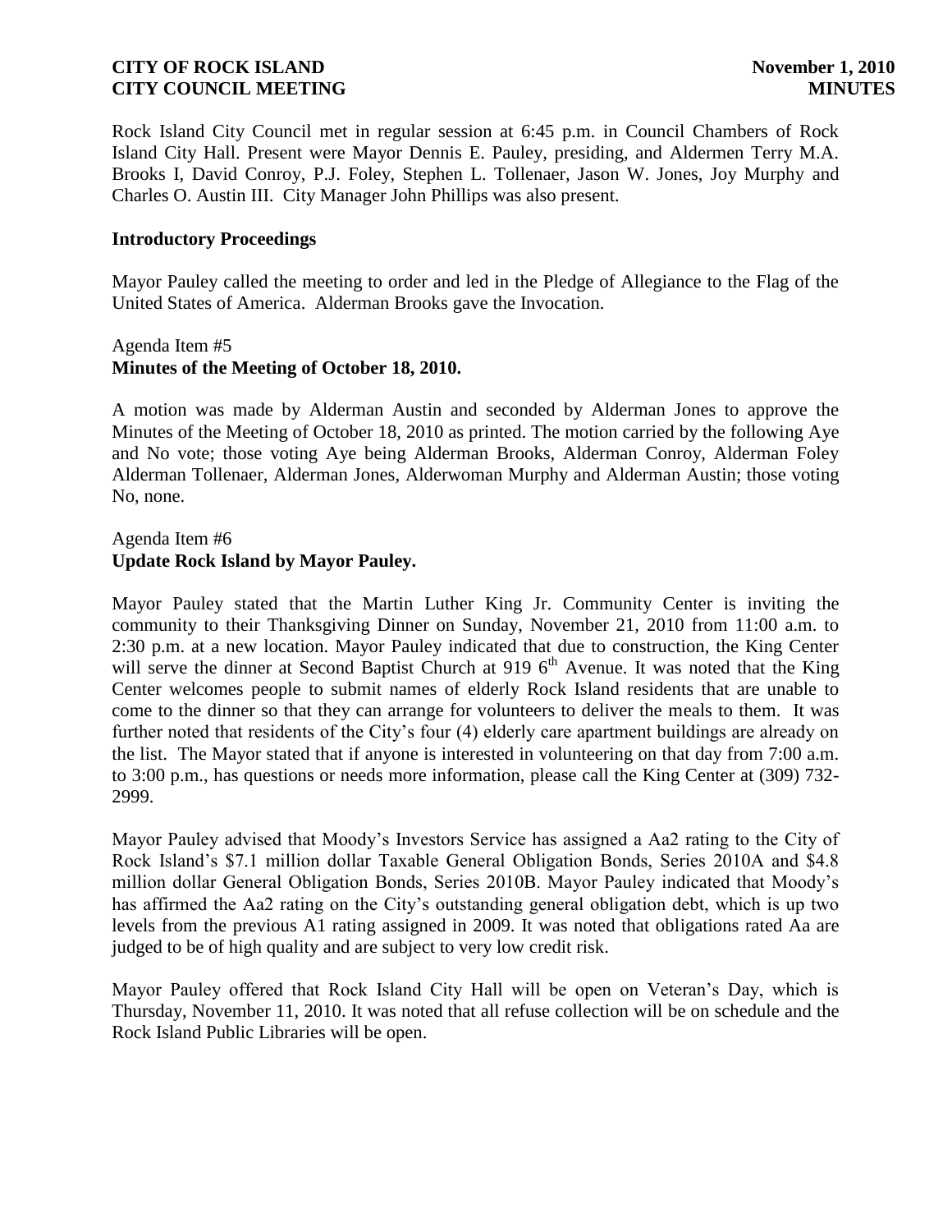Rock Island City Council met in regular session at 6:45 p.m. in Council Chambers of Rock Island City Hall. Present were Mayor Dennis E. Pauley, presiding, and Aldermen Terry M.A. Brooks I, David Conroy, P.J. Foley, Stephen L. Tollenaer, Jason W. Jones, Joy Murphy and Charles O. Austin III. City Manager John Phillips was also present.

**Introductory Proceedings**

Mayor Pauley called the meeting to order and led in the Pledge of Allegiance to the Flag of the United States of America. Alderman Brooks gave the Invocation.

Agenda Item #5
**Minutes of the Meeting of October 18, 2010.**

A motion was made by Alderman Austin and seconded by Alderman Jones to approve the Minutes of the Meeting of October 18, 2010 as printed. The motion carried by the following Aye and No vote; those voting Aye being Alderman Brooks, Alderman Conroy, Alderman Foley Alderman Tollenaer, Alderman Jones, Alderwoman Murphy and Alderman Austin; those voting No, none.

Agenda Item #6
**Update Rock Island by Mayor Pauley.**

Mayor Pauley stated that the Martin Luther King Jr. Community Center is inviting the community to their Thanksgiving Dinner on Sunday, November 21, 2010 from 11:00 a.m. to 2:30 p.m. at a new location. Mayor Pauley indicated that due to construction, the King Center will serve the dinner at Second Baptist Church at 919 6th Avenue. It was noted that the King Center welcomes people to submit names of elderly Rock Island residents that are unable to come to the dinner so that they can arrange for volunteers to deliver the meals to them. It was further noted that residents of the City's four (4) elderly care apartment buildings are already on the list. The Mayor stated that if anyone is interested in volunteering on that day from 7:00 a.m. to 3:00 p.m., has questions or needs more information, please call the King Center at (309) 732-2999.

Mayor Pauley advised that Moody's Investors Service has assigned a Aa2 rating to the City of Rock Island's $7.1 million dollar Taxable General Obligation Bonds, Series 2010A and $4.8 million dollar General Obligation Bonds, Series 2010B. Mayor Pauley indicated that Moody's has affirmed the Aa2 rating on the City's outstanding general obligation debt, which is up two levels from the previous A1 rating assigned in 2009. It was noted that obligations rated Aa are judged to be of high quality and are subject to very low credit risk.

Mayor Pauley offered that Rock Island City Hall will be open on Veteran's Day, which is Thursday, November 11, 2010. It was noted that all refuse collection will be on schedule and the Rock Island Public Libraries will be open.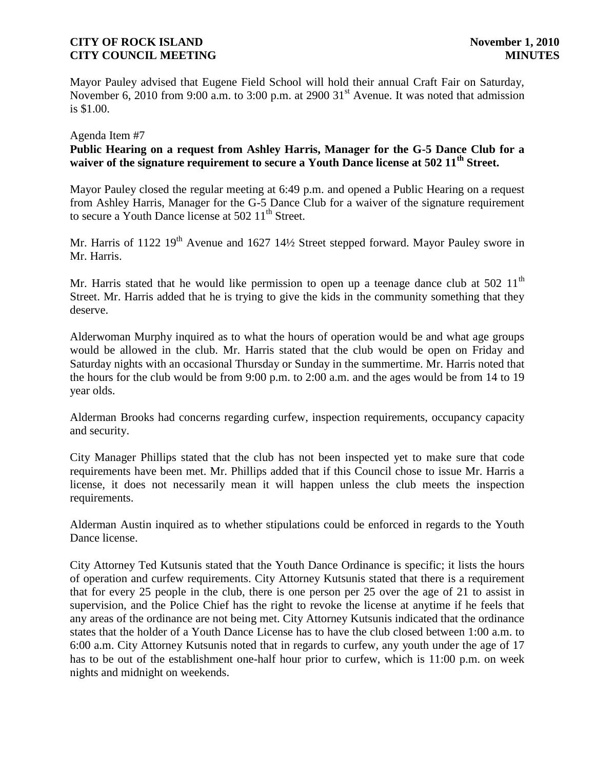Mayor Pauley advised that Eugene Field School will hold their annual Craft Fair on Saturday, November 6, 2010 from 9:00 a.m. to 3:00 p.m. at 2900 31st Avenue. It was noted that admission is $1.00.

Agenda Item #7

**Public Hearing on a request from Ashley Harris, Manager for the G-5 Dance Club for a waiver of the signature requirement to secure a Youth Dance license at 502 11th Street.**

Mayor Pauley closed the regular meeting at 6:49 p.m. and opened a Public Hearing on a request from Ashley Harris, Manager for the G-5 Dance Club for a waiver of the signature requirement to secure a Youth Dance license at 502 11th Street.

Mr. Harris of 1122 19th Avenue and 1627 14½ Street stepped forward. Mayor Pauley swore in Mr. Harris.

Mr. Harris stated that he would like permission to open up a teenage dance club at 502 11th Street. Mr. Harris added that he is trying to give the kids in the community something that they deserve.

Alderwoman Murphy inquired as to what the hours of operation would be and what age groups would be allowed in the club. Mr. Harris stated that the club would be open on Friday and Saturday nights with an occasional Thursday or Sunday in the summertime. Mr. Harris noted that the hours for the club would be from 9:00 p.m. to 2:00 a.m. and the ages would be from 14 to 19 year olds.

Alderman Brooks had concerns regarding curfew, inspection requirements, occupancy capacity and security.

City Manager Phillips stated that the club has not been inspected yet to make sure that code requirements have been met. Mr. Phillips added that if this Council chose to issue Mr. Harris a license, it does not necessarily mean it will happen unless the club meets the inspection requirements.

Alderman Austin inquired as to whether stipulations could be enforced in regards to the Youth Dance license.

City Attorney Ted Kutsunis stated that the Youth Dance Ordinance is specific; it lists the hours of operation and curfew requirements. City Attorney Kutsunis stated that there is a requirement that for every 25 people in the club, there is one person per 25 over the age of 21 to assist in supervision, and the Police Chief has the right to revoke the license at anytime if he feels that any areas of the ordinance are not being met. City Attorney Kutsunis indicated that the ordinance states that the holder of a Youth Dance License has to have the club closed between 1:00 a.m. to 6:00 a.m. City Attorney Kutsunis noted that in regards to curfew, any youth under the age of 17 has to be out of the establishment one-half hour prior to curfew, which is 11:00 p.m. on week nights and midnight on weekends.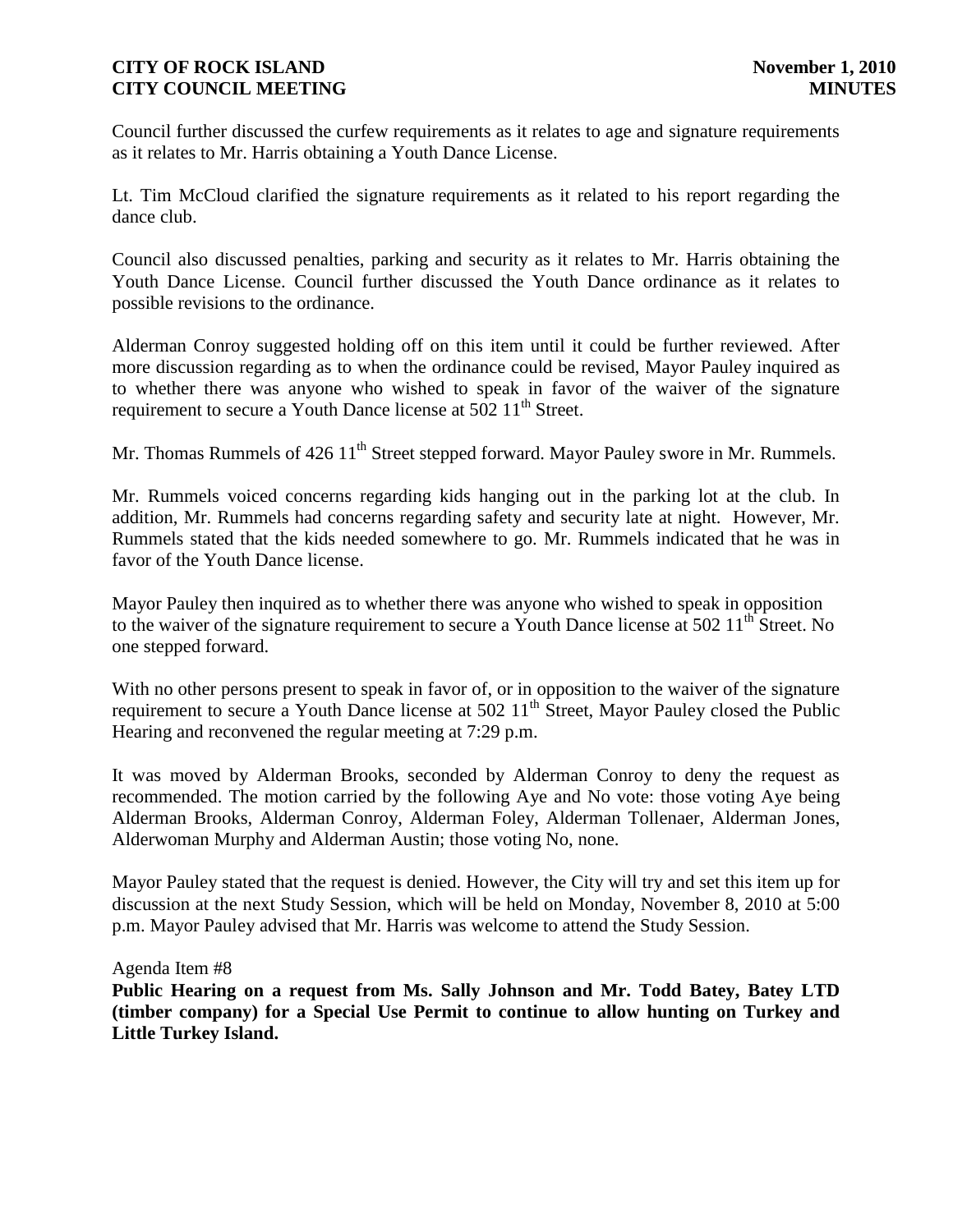Council further discussed the curfew requirements as it relates to age and signature requirements as it relates to Mr. Harris obtaining a Youth Dance License.

Lt. Tim McCloud clarified the signature requirements as it related to his report regarding the dance club.

Council also discussed penalties, parking and security as it relates to Mr. Harris obtaining the Youth Dance License. Council further discussed the Youth Dance ordinance as it relates to possible revisions to the ordinance.

Alderman Conroy suggested holding off on this item until it could be further reviewed. After more discussion regarding as to when the ordinance could be revised, Mayor Pauley inquired as to whether there was anyone who wished to speak in favor of the waiver of the signature requirement to secure a Youth Dance license at 502 11th Street.

Mr. Thomas Rummels of 426 11th Street stepped forward. Mayor Pauley swore in Mr. Rummels.

Mr. Rummels voiced concerns regarding kids hanging out in the parking lot at the club. In addition, Mr. Rummels had concerns regarding safety and security late at night. However, Mr. Rummels stated that the kids needed somewhere to go. Mr. Rummels indicated that he was in favor of the Youth Dance license.

Mayor Pauley then inquired as to whether there was anyone who wished to speak in opposition to the waiver of the signature requirement to secure a Youth Dance license at 502 11th Street. No one stepped forward.

With no other persons present to speak in favor of, or in opposition to the waiver of the signature requirement to secure a Youth Dance license at 502 11th Street, Mayor Pauley closed the Public Hearing and reconvened the regular meeting at 7:29 p.m.

It was moved by Alderman Brooks, seconded by Alderman Conroy to deny the request as recommended. The motion carried by the following Aye and No vote: those voting Aye being Alderman Brooks, Alderman Conroy, Alderman Foley, Alderman Tollenaer, Alderman Jones, Alderwoman Murphy and Alderman Austin; those voting No, none.

Mayor Pauley stated that the request is denied. However, the City will try and set this item up for discussion at the next Study Session, which will be held on Monday, November 8, 2010 at 5:00 p.m. Mayor Pauley advised that Mr. Harris was welcome to attend the Study Session.

Agenda Item #8

**Public Hearing on a request from Ms. Sally Johnson and Mr. Todd Batey, Batey LTD (timber company) for a Special Use Permit to continue to allow hunting on Turkey and Little Turkey Island.**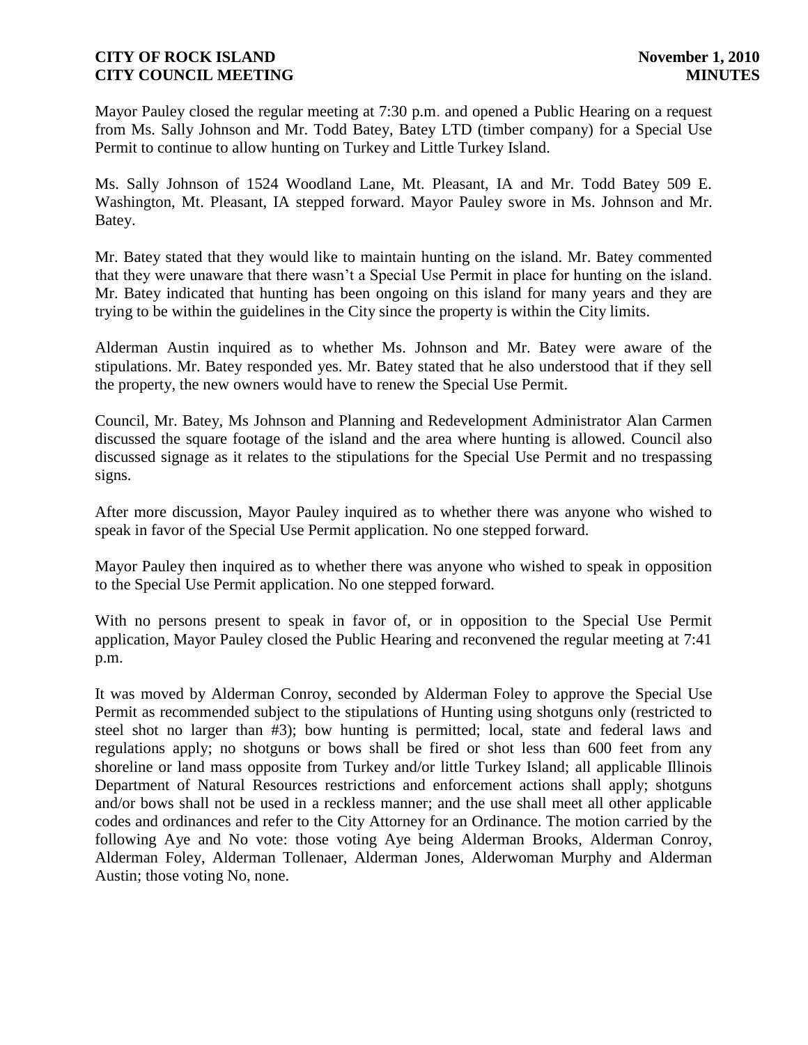Mayor Pauley closed the regular meeting at 7:30 p.m. and opened a Public Hearing on a request from Ms. Sally Johnson and Mr. Todd Batey, Batey LTD (timber company) for a Special Use Permit to continue to allow hunting on Turkey and Little Turkey Island.

Ms. Sally Johnson of 1524 Woodland Lane, Mt. Pleasant, IA and Mr. Todd Batey 509 E. Washington, Mt. Pleasant, IA stepped forward. Mayor Pauley swore in Ms. Johnson and Mr. Batey.

Mr. Batey stated that they would like to maintain hunting on the island. Mr. Batey commented that they were unaware that there wasn't a Special Use Permit in place for hunting on the island. Mr. Batey indicated that hunting has been ongoing on this island for many years and they are trying to be within the guidelines in the City since the property is within the City limits.

Alderman Austin inquired as to whether Ms. Johnson and Mr. Batey were aware of the stipulations. Mr. Batey responded yes. Mr. Batey stated that he also understood that if they sell the property, the new owners would have to renew the Special Use Permit.

Council, Mr. Batey, Ms Johnson and Planning and Redevelopment Administrator Alan Carmen discussed the square footage of the island and the area where hunting is allowed. Council also discussed signage as it relates to the stipulations for the Special Use Permit and no trespassing signs.

After more discussion, Mayor Pauley inquired as to whether there was anyone who wished to speak in favor of the Special Use Permit application. No one stepped forward.

Mayor Pauley then inquired as to whether there was anyone who wished to speak in opposition to the Special Use Permit application. No one stepped forward.

With no persons present to speak in favor of, or in opposition to the Special Use Permit application, Mayor Pauley closed the Public Hearing and reconvened the regular meeting at 7:41 p.m.

It was moved by Alderman Conroy, seconded by Alderman Foley to approve the Special Use Permit as recommended subject to the stipulations of Hunting using shotguns only (restricted to steel shot no larger than #3); bow hunting is permitted; local, state and federal laws and regulations apply; no shotguns or bows shall be fired or shot less than 600 feet from any shoreline or land mass opposite from Turkey and/or little Turkey Island; all applicable Illinois Department of Natural Resources restrictions and enforcement actions shall apply; shotguns and/or bows shall not be used in a reckless manner; and the use shall meet all other applicable codes and ordinances and refer to the City Attorney for an Ordinance. The motion carried by the following Aye and No vote: those voting Aye being Alderman Brooks, Alderman Conroy, Alderman Foley, Alderman Tollenaer, Alderman Jones, Alderwoman Murphy and Alderman Austin; those voting No, none.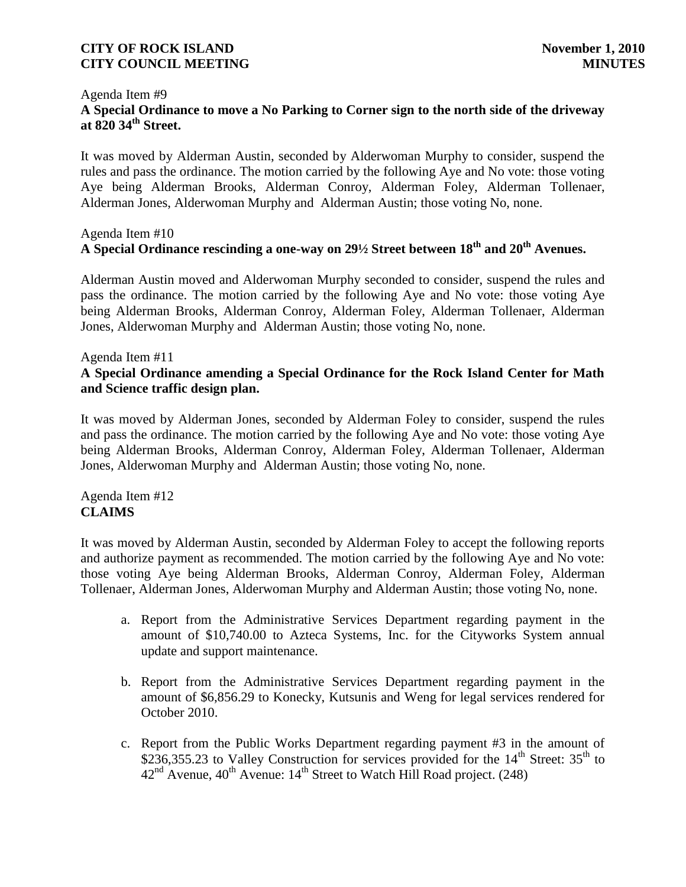Agenda Item #9

**A Special Ordinance to move a No Parking to Corner sign to the north side of the driveway at 820 34th Street.**

It was moved by Alderman Austin, seconded by Alderwoman Murphy to consider, suspend the rules and pass the ordinance. The motion carried by the following Aye and No vote: those voting Aye being Alderman Brooks, Alderman Conroy, Alderman Foley, Alderman Tollenaer, Alderman Jones, Alderwoman Murphy and Alderman Austin; those voting No, none.

Agenda Item #10

**A Special Ordinance rescinding a one-way on 29½ Street between 18th and 20th Avenues.**

Alderman Austin moved and Alderwoman Murphy seconded to consider, suspend the rules and pass the ordinance. The motion carried by the following Aye and No vote: those voting Aye being Alderman Brooks, Alderman Conroy, Alderman Foley, Alderman Tollenaer, Alderman Jones, Alderwoman Murphy and Alderman Austin; those voting No, none.

Agenda Item #11

**A Special Ordinance amending a Special Ordinance for the Rock Island Center for Math and Science traffic design plan.**

It was moved by Alderman Jones, seconded by Alderman Foley to consider, suspend the rules and pass the ordinance. The motion carried by the following Aye and No vote: those voting Aye being Alderman Brooks, Alderman Conroy, Alderman Foley, Alderman Tollenaer, Alderman Jones, Alderwoman Murphy and Alderman Austin; those voting No, none.

Agenda Item #12

**CLAIMS**

It was moved by Alderman Austin, seconded by Alderman Foley to accept the following reports and authorize payment as recommended. The motion carried by the following Aye and No vote: those voting Aye being Alderman Brooks, Alderman Conroy, Alderman Foley, Alderman Tollenaer, Alderman Jones, Alderwoman Murphy and Alderman Austin; those voting No, none.

a. Report from the Administrative Services Department regarding payment in the amount of $10,740.00 to Azteca Systems, Inc. for the Cityworks System annual update and support maintenance.

b. Report from the Administrative Services Department regarding payment in the amount of $6,856.29 to Konecky, Kutsunis and Weng for legal services rendered for October 2010.

c. Report from the Public Works Department regarding payment #3 in the amount of $236,355.23 to Valley Construction for services provided for the 14th Street: 35th to 42nd Avenue, 40th Avenue: 14th Street to Watch Hill Road project. (248)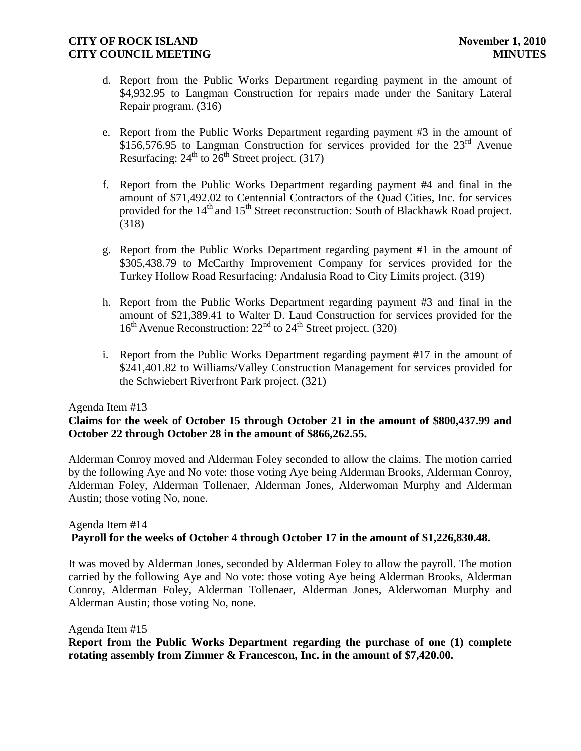d. Report from the Public Works Department regarding payment in the amount of $4,932.95 to Langman Construction for repairs made under the Sanitary Lateral Repair program. (316)

e. Report from the Public Works Department regarding payment #3 in the amount of $156,576.95 to Langman Construction for services provided for the 23rd Avenue Resurfacing: 24th to 26th Street project. (317)

f. Report from the Public Works Department regarding payment #4 and final in the amount of $71,492.02 to Centennial Contractors of the Quad Cities, Inc. for services provided for the 14th and 15th Street reconstruction: South of Blackhawk Road project. (318)

g. Report from the Public Works Department regarding payment #1 in the amount of $305,438.79 to McCarthy Improvement Company for services provided for the Turkey Hollow Road Resurfacing: Andalusia Road to City Limits project. (319)

h. Report from the Public Works Department regarding payment #3 and final in the amount of $21,389.41 to Walter D. Laud Construction for services provided for the 16th Avenue Reconstruction: 22nd to 24th Street project. (320)

i. Report from the Public Works Department regarding payment #17 in the amount of $241,401.82 to Williams/Valley Construction Management for services provided for the Schwiebert Riverfront Park project. (321)

Agenda Item #13

**Claims for the week of October 15 through October 21 in the amount of $800,437.99 and October 22 through October 28 in the amount of $866,262.55.**

Alderman Conroy moved and Alderman Foley seconded to allow the claims. The motion carried by the following Aye and No vote: those voting Aye being Alderman Brooks, Alderman Conroy, Alderman Foley, Alderman Tollenaer, Alderman Jones, Alderwoman Murphy and Alderman Austin; those voting No, none.

Agenda Item #14

**Payroll for the weeks of October 4 through October 17 in the amount of $1,226,830.48.**

It was moved by Alderman Jones, seconded by Alderman Foley to allow the payroll. The motion carried by the following Aye and No vote: those voting Aye being Alderman Brooks, Alderman Conroy, Alderman Foley, Alderman Tollenaer, Alderman Jones, Alderwoman Murphy and Alderman Austin; those voting No, none.

Agenda Item #15

**Report from the Public Works Department regarding the purchase of one (1) complete rotating assembly from Zimmer & Francescon, Inc. in the amount of $7,420.00.**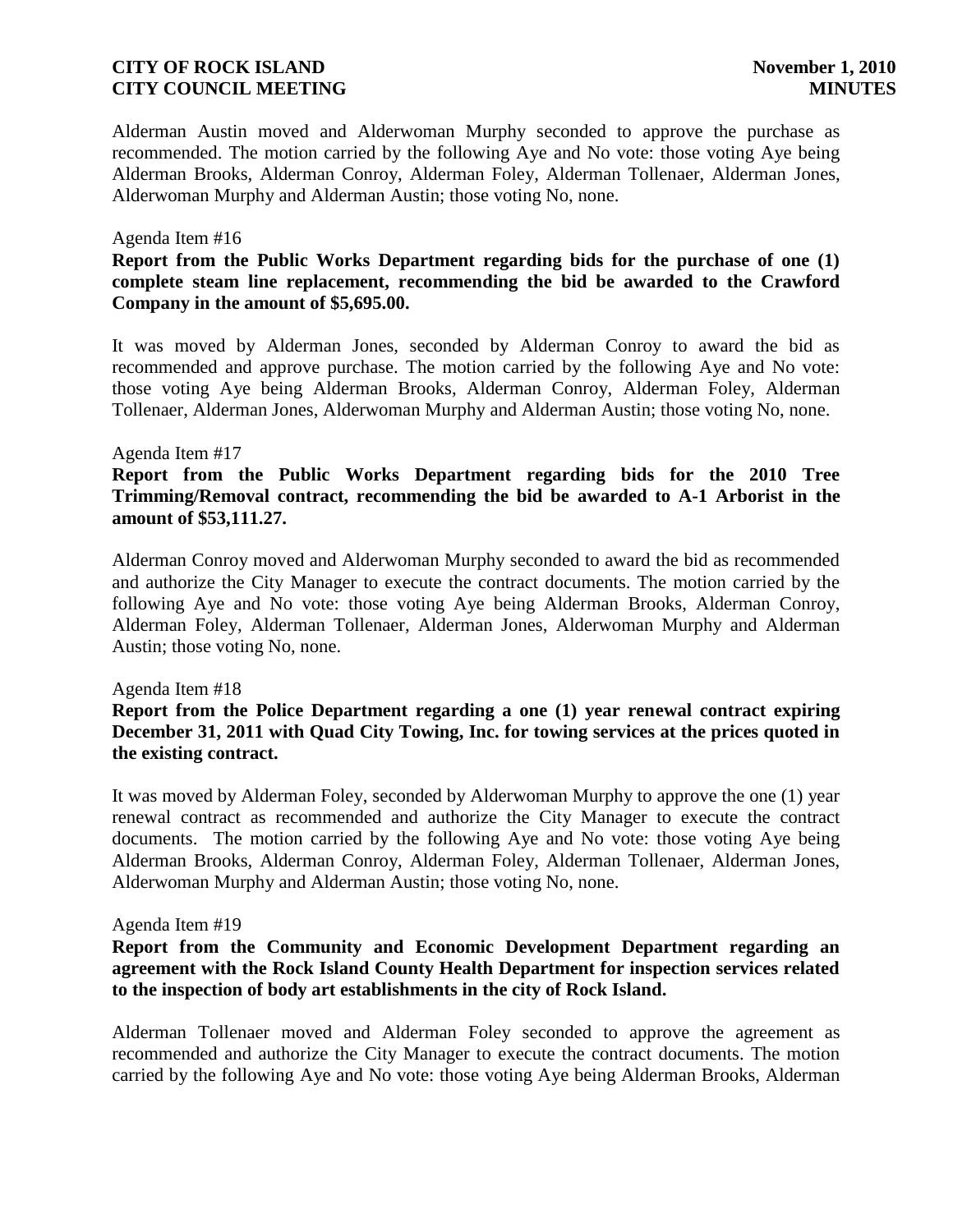Alderman Austin moved and Alderwoman Murphy seconded to approve the purchase as recommended. The motion carried by the following Aye and No vote: those voting Aye being Alderman Brooks, Alderman Conroy, Alderman Foley, Alderman Tollenaer, Alderman Jones, Alderwoman Murphy and Alderman Austin; those voting No, none.

Agenda Item #16

**Report from the Public Works Department regarding bids for the purchase of one (1) complete steam line replacement, recommending the bid be awarded to the Crawford Company in the amount of $5,695.00.**

It was moved by Alderman Jones, seconded by Alderman Conroy to award the bid as recommended and approve purchase. The motion carried by the following Aye and No vote: those voting Aye being Alderman Brooks, Alderman Conroy, Alderman Foley, Alderman Tollenaer, Alderman Jones, Alderwoman Murphy and Alderman Austin; those voting No, none.

Agenda Item #17

**Report from the Public Works Department regarding bids for the 2010 Tree Trimming/Removal contract, recommending the bid be awarded to A-1 Arborist in the amount of $53,111.27.**

Alderman Conroy moved and Alderwoman Murphy seconded to award the bid as recommended and authorize the City Manager to execute the contract documents. The motion carried by the following Aye and No vote: those voting Aye being Alderman Brooks, Alderman Conroy, Alderman Foley, Alderman Tollenaer, Alderman Jones, Alderwoman Murphy and Alderman Austin; those voting No, none.

Agenda Item #18

**Report from the Police Department regarding a one (1) year renewal contract expiring December 31, 2011 with Quad City Towing, Inc. for towing services at the prices quoted in the existing contract.**

It was moved by Alderman Foley, seconded by Alderwoman Murphy to approve the one (1) year renewal contract as recommended and authorize the City Manager to execute the contract documents. The motion carried by the following Aye and No vote: those voting Aye being Alderman Brooks, Alderman Conroy, Alderman Foley, Alderman Tollenaer, Alderman Jones, Alderwoman Murphy and Alderman Austin; those voting No, none.

Agenda Item #19

**Report from the Community and Economic Development Department regarding an agreement with the Rock Island County Health Department for inspection services related to the inspection of body art establishments in the city of Rock Island.**

Alderman Tollenaer moved and Alderman Foley seconded to approve the agreement as recommended and authorize the City Manager to execute the contract documents. The motion carried by the following Aye and No vote: those voting Aye being Alderman Brooks, Alderman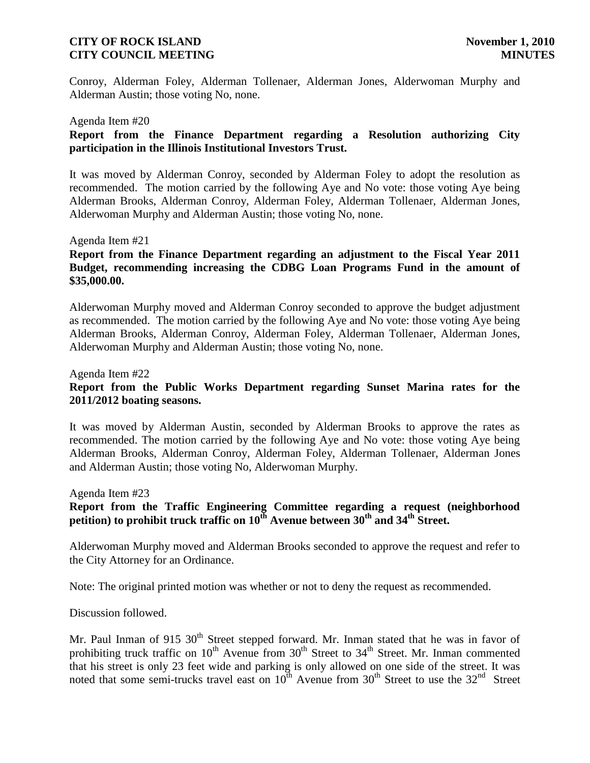Conroy, Alderman Foley, Alderman Tollenaer, Alderman Jones, Alderwoman Murphy and Alderman Austin; those voting No, none.

Agenda Item #20

**Report from the Finance Department regarding a Resolution authorizing City participation in the Illinois Institutional Investors Trust.**

It was moved by Alderman Conroy, seconded by Alderman Foley to adopt the resolution as recommended. The motion carried by the following Aye and No vote: those voting Aye being Alderman Brooks, Alderman Conroy, Alderman Foley, Alderman Tollenaer, Alderman Jones, Alderwoman Murphy and Alderman Austin; those voting No, none.

Agenda Item #21

**Report from the Finance Department regarding an adjustment to the Fiscal Year 2011 Budget, recommending increasing the CDBG Loan Programs Fund in the amount of $35,000.00.**

Alderwoman Murphy moved and Alderman Conroy seconded to approve the budget adjustment as recommended. The motion carried by the following Aye and No vote: those voting Aye being Alderman Brooks, Alderman Conroy, Alderman Foley, Alderman Tollenaer, Alderman Jones, Alderwoman Murphy and Alderman Austin; those voting No, none.

Agenda Item #22

**Report from the Public Works Department regarding Sunset Marina rates for the 2011/2012 boating seasons.**

It was moved by Alderman Austin, seconded by Alderman Brooks to approve the rates as recommended. The motion carried by the following Aye and No vote: those voting Aye being Alderman Brooks, Alderman Conroy, Alderman Foley, Alderman Tollenaer, Alderman Jones and Alderman Austin; those voting No, Alderwoman Murphy.

Agenda Item #23

**Report from the Traffic Engineering Committee regarding a request (neighborhood petition) to prohibit truck traffic on 10th Avenue between 30th and 34th Street.**

Alderwoman Murphy moved and Alderman Brooks seconded to approve the request and refer to the City Attorney for an Ordinance.

Note: The original printed motion was whether or not to deny the request as recommended.

Discussion followed.

Mr. Paul Inman of 915 30th Street stepped forward. Mr. Inman stated that he was in favor of prohibiting truck traffic on 10th Avenue from 30th Street to 34th Street. Mr. Inman commented that his street is only 23 feet wide and parking is only allowed on one side of the street. It was noted that some semi-trucks travel east on 10th Avenue from 30th Street to use the 32nd Street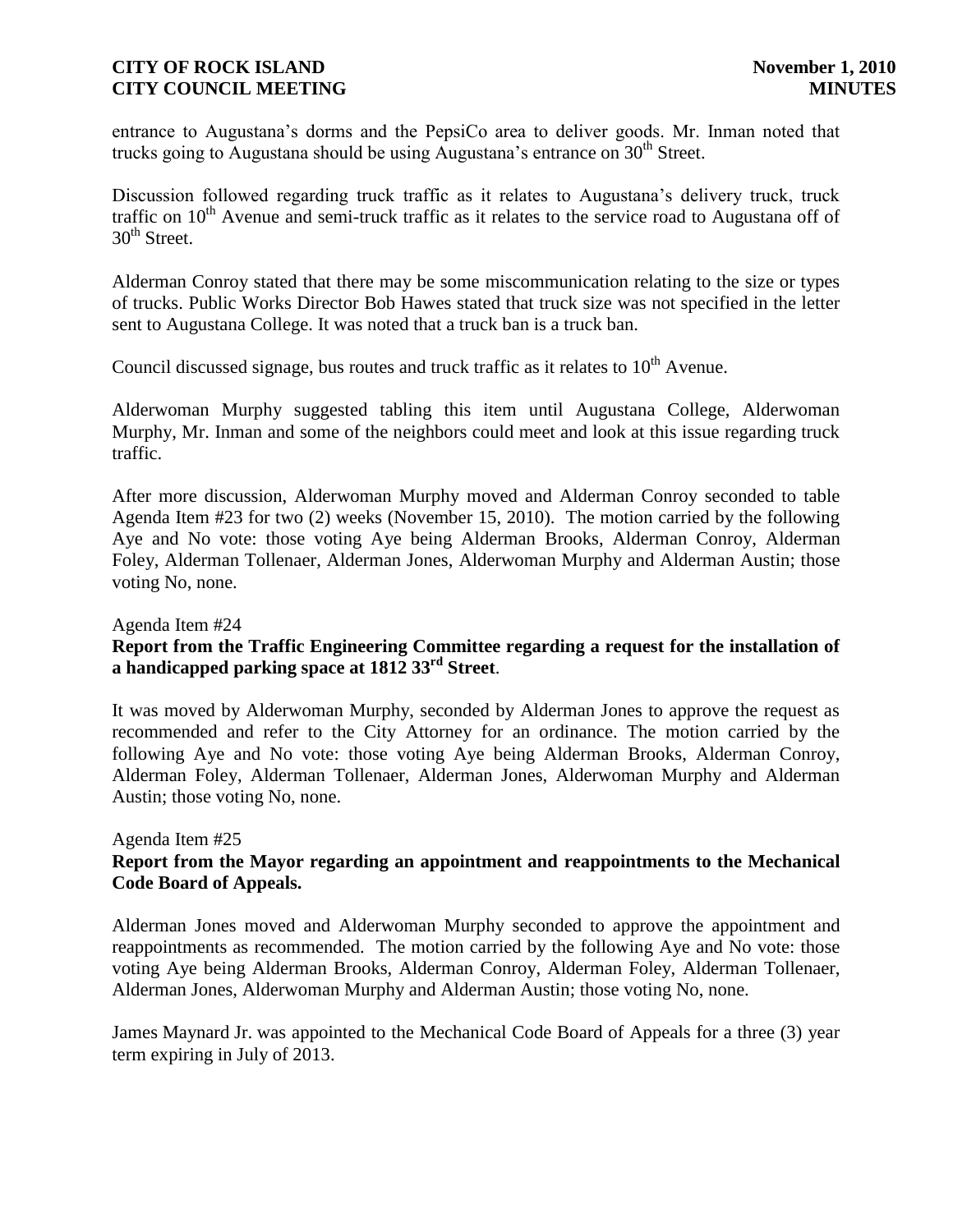entrance to Augustana's dorms and the PepsiCo area to deliver goods. Mr. Inman noted that trucks going to Augustana should be using Augustana's entrance on 30th Street.

Discussion followed regarding truck traffic as it relates to Augustana's delivery truck, truck traffic on 10th Avenue and semi-truck traffic as it relates to the service road to Augustana off of 30th Street.

Alderman Conroy stated that there may be some miscommunication relating to the size or types of trucks. Public Works Director Bob Hawes stated that truck size was not specified in the letter sent to Augustana College. It was noted that a truck ban is a truck ban.

Council discussed signage, bus routes and truck traffic as it relates to 10th Avenue.

Alderwoman Murphy suggested tabling this item until Augustana College, Alderwoman Murphy, Mr. Inman and some of the neighbors could meet and look at this issue regarding truck traffic.

After more discussion, Alderwoman Murphy moved and Alderman Conroy seconded to table Agenda Item #23 for two (2) weeks (November 15, 2010). The motion carried by the following Aye and No vote: those voting Aye being Alderman Brooks, Alderman Conroy, Alderman Foley, Alderman Tollenaer, Alderman Jones, Alderwoman Murphy and Alderman Austin; those voting No, none.

Agenda Item #24
**Report from the Traffic Engineering Committee regarding a request for the installation of a handicapped parking space at 1812 33rd Street**.

It was moved by Alderwoman Murphy, seconded by Alderman Jones to approve the request as recommended and refer to the City Attorney for an ordinance. The motion carried by the following Aye and No vote: those voting Aye being Alderman Brooks, Alderman Conroy, Alderman Foley, Alderman Tollenaer, Alderman Jones, Alderwoman Murphy and Alderman Austin; those voting No, none.

Agenda Item #25
**Report from the Mayor regarding an appointment and reappointments to the Mechanical Code Board of Appeals.**

Alderman Jones moved and Alderwoman Murphy seconded to approve the appointment and reappointments as recommended. The motion carried by the following Aye and No vote: those voting Aye being Alderman Brooks, Alderman Conroy, Alderman Foley, Alderman Tollenaer, Alderman Jones, Alderwoman Murphy and Alderman Austin; those voting No, none.

James Maynard Jr. was appointed to the Mechanical Code Board of Appeals for a three (3) year term expiring in July of 2013.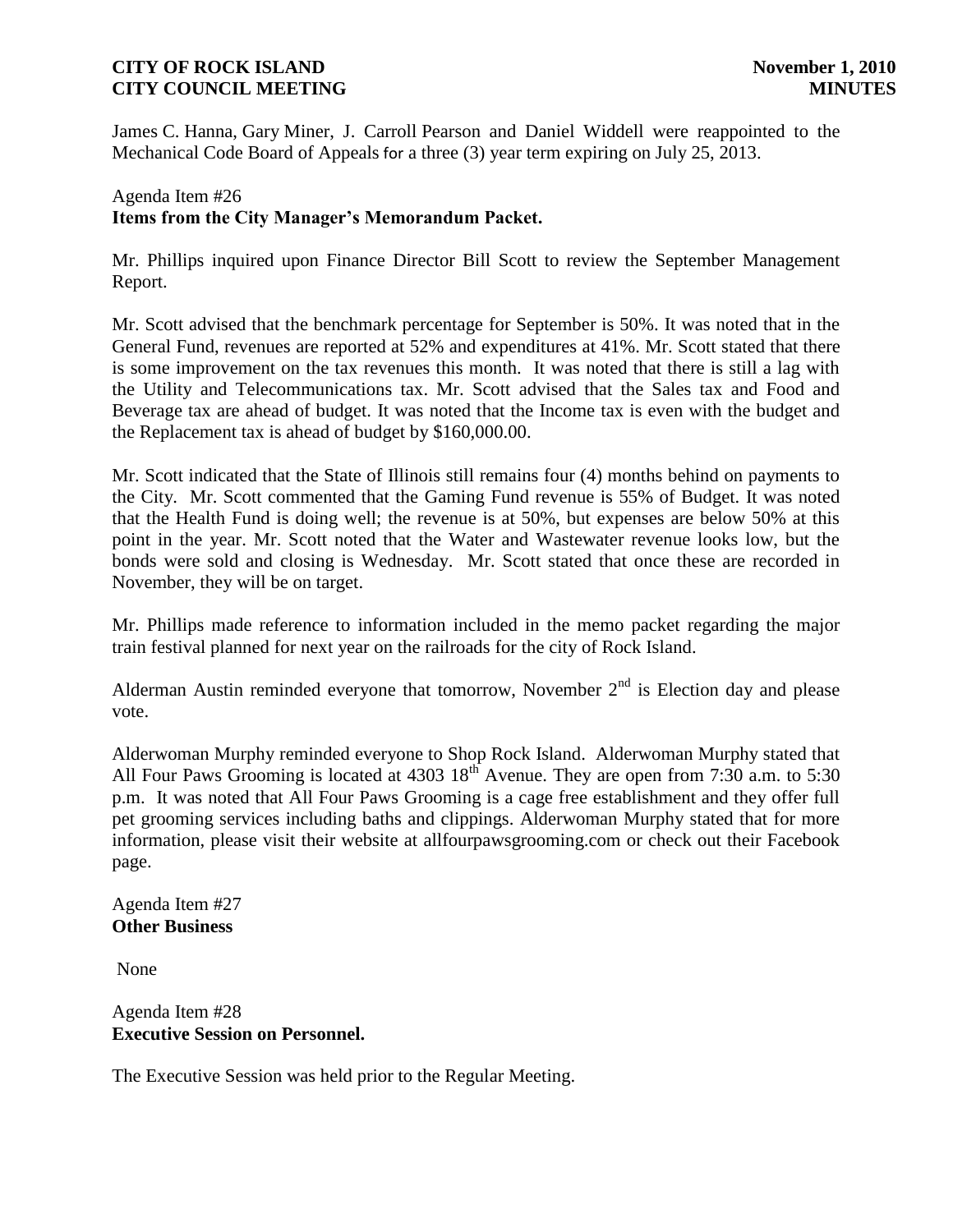James C. Hanna, Gary Miner, J. Carroll Pearson and Daniel Widdell were reappointed to the Mechanical Code Board of Appeals for a three (3) year term expiring on July 25, 2013.

Agenda Item #26
**Items from the City Manager's Memorandum Packet.**

Mr. Phillips inquired upon Finance Director Bill Scott to review the September Management Report.

Mr. Scott advised that the benchmark percentage for September is 50%. It was noted that in the General Fund, revenues are reported at 52% and expenditures at 41%. Mr. Scott stated that there is some improvement on the tax revenues this month. It was noted that there is still a lag with the Utility and Telecommunications tax. Mr. Scott advised that the Sales tax and Food and Beverage tax are ahead of budget. It was noted that the Income tax is even with the budget and the Replacement tax is ahead of budget by $160,000.00.

Mr. Scott indicated that the State of Illinois still remains four (4) months behind on payments to the City. Mr. Scott commented that the Gaming Fund revenue is 55% of Budget. It was noted that the Health Fund is doing well; the revenue is at 50%, but expenses are below 50% at this point in the year. Mr. Scott noted that the Water and Wastewater revenue looks low, but the bonds were sold and closing is Wednesday. Mr. Scott stated that once these are recorded in November, they will be on target.

Mr. Phillips made reference to information included in the memo packet regarding the major train festival planned for next year on the railroads for the city of Rock Island.

Alderman Austin reminded everyone that tomorrow, November 2nd is Election day and please vote.

Alderwoman Murphy reminded everyone to Shop Rock Island. Alderwoman Murphy stated that All Four Paws Grooming is located at 4303 18th Avenue. They are open from 7:30 a.m. to 5:30 p.m. It was noted that All Four Paws Grooming is a cage free establishment and they offer full pet grooming services including baths and clippings. Alderwoman Murphy stated that for more information, please visit their website at allfourpawsgrooming.com or check out their Facebook page.

Agenda Item #27
**Other Business**

None

Agenda Item #28
**Executive Session on Personnel.**

The Executive Session was held prior to the Regular Meeting.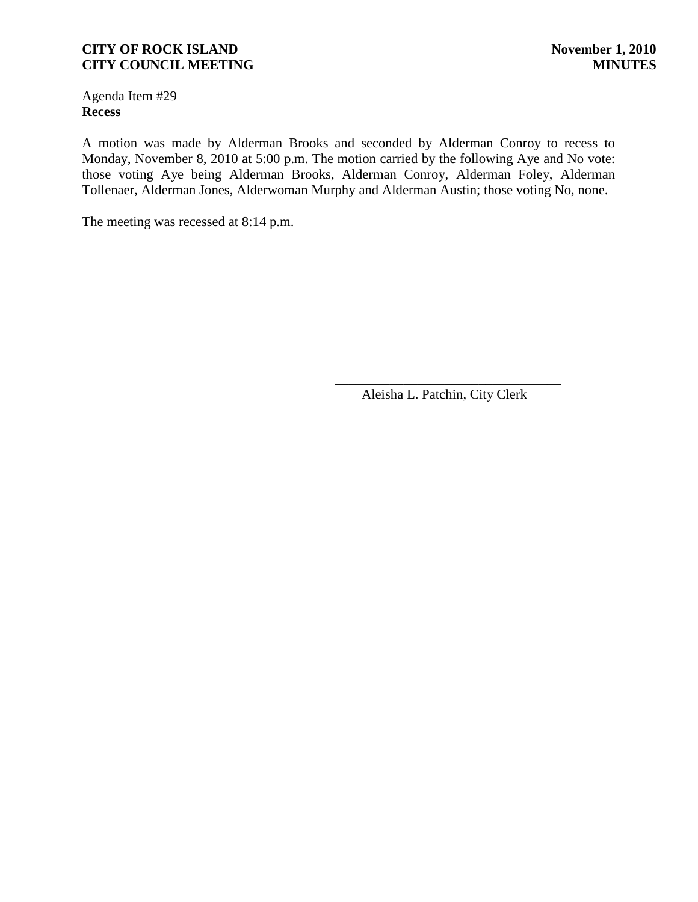Agenda Item #29
**Recess**

A motion was made by Alderman Brooks and seconded by Alderman Conroy to recess to Monday, November 8, 2010 at 5:00 p.m. The motion carried by the following Aye and No vote: those voting Aye being Alderman Brooks, Alderman Conroy, Alderman Foley, Alderman Tollenaer, Alderman Jones, Alderwoman Murphy and Alderman Austin; those voting No, none.

The meeting was recessed at 8:14 p.m.

\_\_\_\_\_\_\_\_\_\_\_\_\_\_\_\_\_\_\_\_\_\_\_\_\_\_\_\_\_\_\_\_\_\_

Aleisha L. Patchin, City Clerk